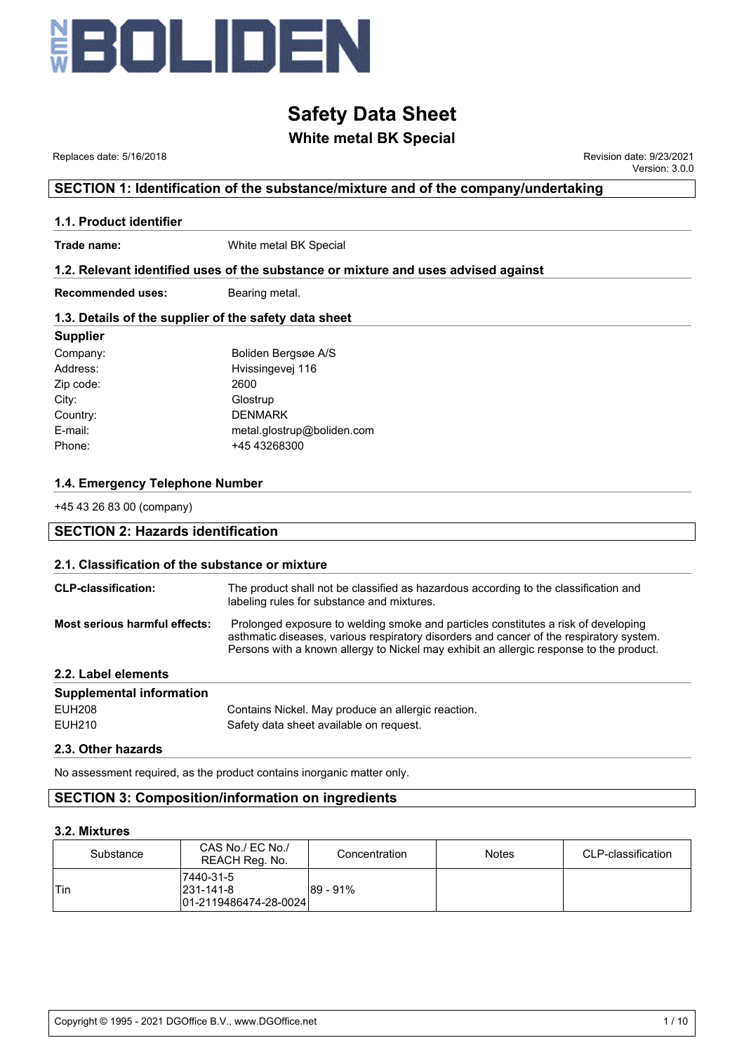NEW BOLIDEN

# Safety Data Sheet

## White metal BK Special

Replaces date: 5/16/2018

Revision date: 9/23/2021
Version: 3.0.0

## SECTION 1: Identification of the substance/mixture and of the company/undertaking

### 1.1. Product identifier

**Trade name:** White metal BK Special

### 1.2. Relevant identified uses of the substance or mixture and uses advised against

**Recommended uses:** Bearing metal.

### 1.3. Details of the supplier of the safety data sheet

**Supplier**

| | |
|---|---|
| Company: | Boliden Bergsøe A/S |
| Address: | Hvissingevej 116 |
| Zip code: | 2600 |
| City: | Glostrup |
| Country: | DENMARK |
| E-mail: | metal.glostrup@boliden.com |
| Phone: | +45 43268300 |

### 1.4. Emergency Telephone Number

+45 43 26 83 00 (company)

## SECTION 2: Hazards identification

### 2.1. Classification of the substance or mixture

**CLP-classification:** The product shall not be classified as hazardous according to the classification and labeling rules for substance and mixtures.

**Most serious harmful effects:** Prolonged exposure to welding smoke and particles constitutes a risk of developing asthmatic diseases, various respiratory disorders and cancer of the respiratory system. Persons with a known allergy to Nickel may exhibit an allergic response to the product.

### 2.2. Label elements

**Supplemental information**

| | |
|---|---|
| EUH208 | Contains Nickel. May produce an allergic reaction. |
| EUH210 | Safety data sheet available on request. |

### 2.3. Other hazards

No assessment required, as the product contains inorganic matter only.

## SECTION 3: Composition/information on ingredients

### 3.2. Mixtures

| Substance | CAS No./ EC No./ REACH Reg. No. | Concentration | Notes | CLP-classification |
|---|---|---|---|---|
| Tin | 7440-31-5<br>231-141-8<br>01-2119486474-28-0024 | 89 - 91% | | |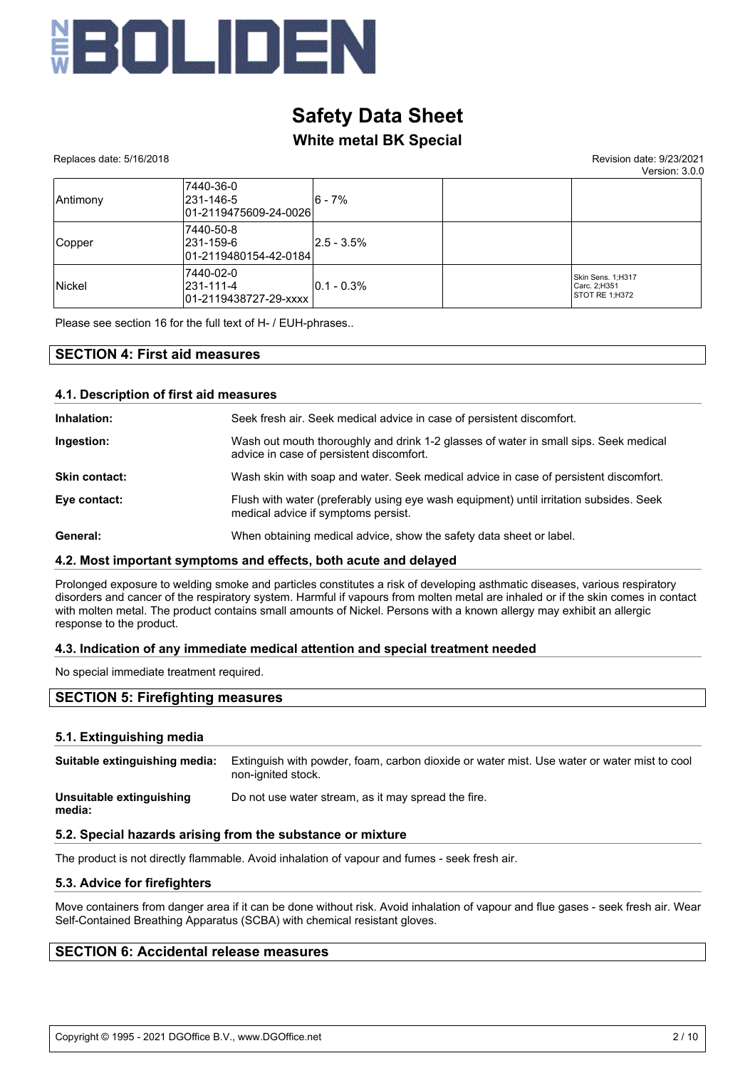| | | | | |
|---|---|---|---|---|
| Antimony | 7440-36-0<br>231-146-5<br>01-2119475609-24-0026 | 6 - 7% | | |
| Copper | 7440-50-8<br>231-159-6<br>01-2119480154-42-0184 | 2.5 - 3.5% | | |
| Nickel | 7440-02-0<br>231-111-4<br>01-2119438727-29-xxxx | 0.1 - 0.3% | | Skin Sens. 1;H317<br>Carc. 2;H351<br>STOT RE 1;H372 |

Please see section 16 for the full text of H- / EUH-phrases..

## SECTION 4: First aid measures

### 4.1. Description of first aid measures

**Inhalation:** Seek fresh air. Seek medical advice in case of persistent discomfort.

**Ingestion:** Wash out mouth thoroughly and drink 1-2 glasses of water in small sips. Seek medical advice in case of persistent discomfort.

**Skin contact:** Wash skin with soap and water. Seek medical advice in case of persistent discomfort.

**Eye contact:** Flush with water (preferably using eye wash equipment) until irritation subsides. Seek medical advice if symptoms persist.

**General:** When obtaining medical advice, show the safety data sheet or label.

### 4.2. Most important symptoms and effects, both acute and delayed

Prolonged exposure to welding smoke and particles constitutes a risk of developing asthmatic diseases, various respiratory disorders and cancer of the respiratory system. Harmful if vapours from molten metal are inhaled or if the skin comes in contact with molten metal. The product contains small amounts of Nickel. Persons with a known allergy may exhibit an allergic response to the product.

### 4.3. Indication of any immediate medical attention and special treatment needed

No special immediate treatment required.

## SECTION 5: Firefighting measures

### 5.1. Extinguishing media

**Suitable extinguishing media:** Extinguish with powder, foam, carbon dioxide or water mist. Use water or water mist to cool non-ignited stock.

**Unsuitable extinguishing media:** Do not use water stream, as it may spread the fire.

### 5.2. Special hazards arising from the substance or mixture

The product is not directly flammable. Avoid inhalation of vapour and fumes - seek fresh air.

### 5.3. Advice for firefighters

Move containers from danger area if it can be done without risk. Avoid inhalation of vapour and flue gases - seek fresh air. Wear Self-Contained Breathing Apparatus (SCBA) with chemical resistant gloves.

## SECTION 6: Accidental release measures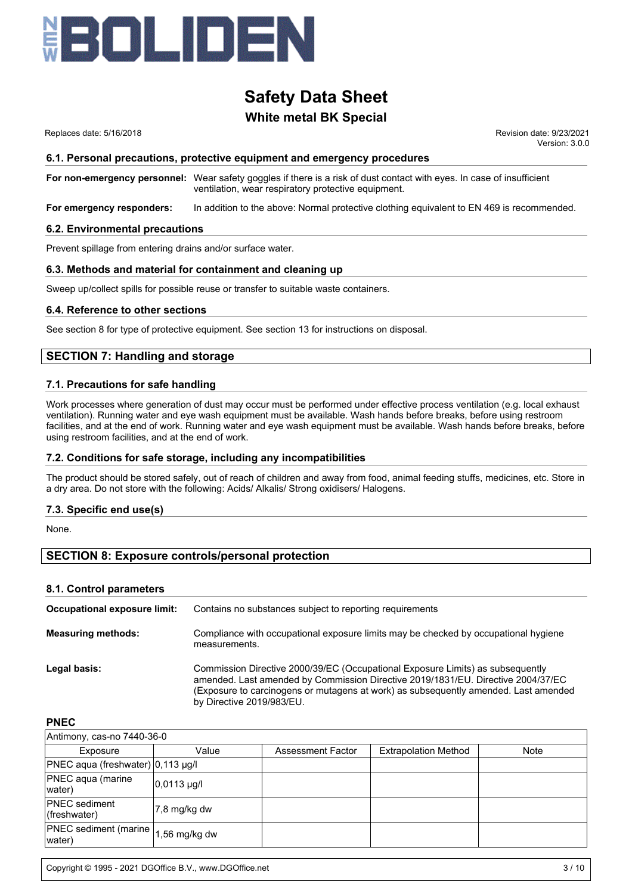### 6.1. Personal precautions, protective equipment and emergency procedures

**For non-emergency personnel:** Wear safety goggles if there is a risk of dust contact with eyes. In case of insufficient ventilation, wear respiratory protective equipment.

**For emergency responders:** In addition to the above: Normal protective clothing equivalent to EN 469 is recommended.

### 6.2. Environmental precautions

Prevent spillage from entering drains and/or surface water.

### 6.3. Methods and material for containment and cleaning up

Sweep up/collect spills for possible reuse or transfer to suitable waste containers.

### 6.4. Reference to other sections

See section 8 for type of protective equipment. See section 13 for instructions on disposal.

## SECTION 7: Handling and storage

### 7.1. Precautions for safe handling

Work processes where generation of dust may occur must be performed under effective process ventilation (e.g. local exhaust ventilation). Running water and eye wash equipment must be available. Wash hands before breaks, before using restroom facilities, and at the end of work. Running water and eye wash equipment must be available. Wash hands before breaks, before using restroom facilities, and at the end of work.

### 7.2. Conditions for safe storage, including any incompatibilities

The product should be stored safely, out of reach of children and away from food, animal feeding stuffs, medicines, etc. Store in a dry area. Do not store with the following: Acids/ Alkalis/ Strong oxidisers/ Halogens.

### 7.3. Specific end use(s)

None.

## SECTION 8: Exposure controls/personal protection

### 8.1. Control parameters

**Occupational exposure limit:** Contains no substances subject to reporting requirements

**Measuring methods:** Compliance with occupational exposure limits may be checked by occupational hygiene measurements.

**Legal basis:** Commission Directive 2000/39/EC (Occupational Exposure Limits) as subsequently amended. Last amended by Commission Directive 2019/1831/EU. Directive 2004/37/EC (Exposure to carcinogens or mutagens at work) as subsequently amended. Last amended by Directive 2019/983/EU.

**PNEC**

| Antimony, cas-no 7440-36-0 | | | | |
|---|---|---|---|---|
| Exposure | Value | Assessment Factor | Extrapolation Method | Note |
| PNEC aqua (freshwater) | 0,113 µg/l | | | |
| PNEC aqua (marine water) | 0,0113 µg/l | | | |
| PNEC sediment (freshwater) | 7,8 mg/kg dw | | | |
| PNEC sediment (marine water) | 1,56 mg/kg dw | | | |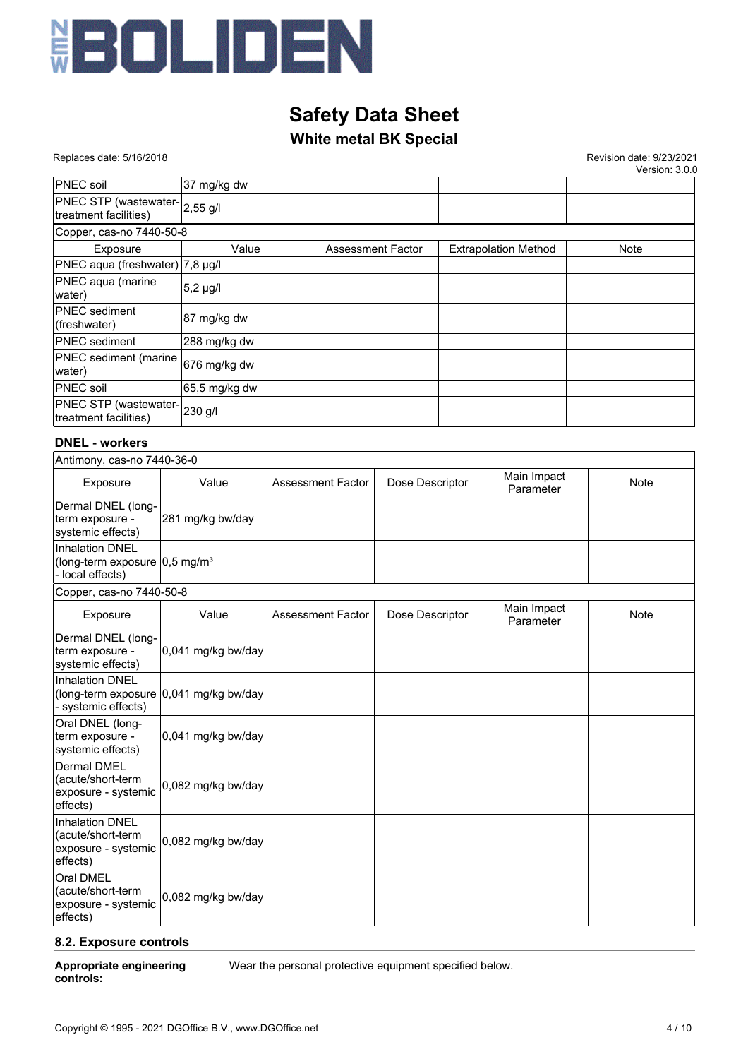| | | | | |
|---|---|---|---|---|
| PNEC soil | 37 mg/kg dw | | | |
| PNEC STP (wastewater-treatment facilities) | 2,55 g/l | | | |

| Copper, cas-no 7440-50-8 | | | | |
|---|---|---|---|---|
| Exposure | Value | Assessment Factor | Extrapolation Method | Note |
| PNEC aqua (freshwater) | 7,8 µg/l | | | |
| PNEC aqua (marine water) | 5,2 µg/l | | | |
| PNEC sediment (freshwater) | 87 mg/kg dw | | | |
| PNEC sediment | 288 mg/kg dw | | | |
| PNEC sediment (marine water) | 676 mg/kg dw | | | |
| PNEC soil | 65,5 mg/kg dw | | | |
| PNEC STP (wastewater-treatment facilities) | 230 g/l | | | |

### DNEL - workers

| Antimony, cas-no 7440-36-0 | | | | | |
|---|---|---|---|---|---|
| Exposure | Value | Assessment Factor | Dose Descriptor | Main Impact Parameter | Note |
| Dermal DNEL (long-term exposure - systemic effects) | 281 mg/kg bw/day | | | | |
| Inhalation DNEL (long-term exposure - local effects) | 0,5 mg/m³ | | | | |

| Copper, cas-no 7440-50-8 | | | | | |
|---|---|---|---|---|---|
| Exposure | Value | Assessment Factor | Dose Descriptor | Main Impact Parameter | Note |
| Dermal DNEL (long-term exposure - systemic effects) | 0,041 mg/kg bw/day | | | | |
| Inhalation DNEL (long-term exposure - systemic effects) | 0,041 mg/kg bw/day | | | | |
| Oral DNEL (long-term exposure - systemic effects) | 0,041 mg/kg bw/day | | | | |
| Dermal DMEL (acute/short-term exposure - systemic effects) | 0,082 mg/kg bw/day | | | | |
| Inhalation DNEL (acute/short-term exposure - systemic effects) | 0,082 mg/kg bw/day | | | | |
| Oral DMEL (acute/short-term exposure - systemic effects) | 0,082 mg/kg bw/day | | | | |

## 8.2. Exposure controls

**Appropriate engineering controls:** Wear the personal protective equipment specified below.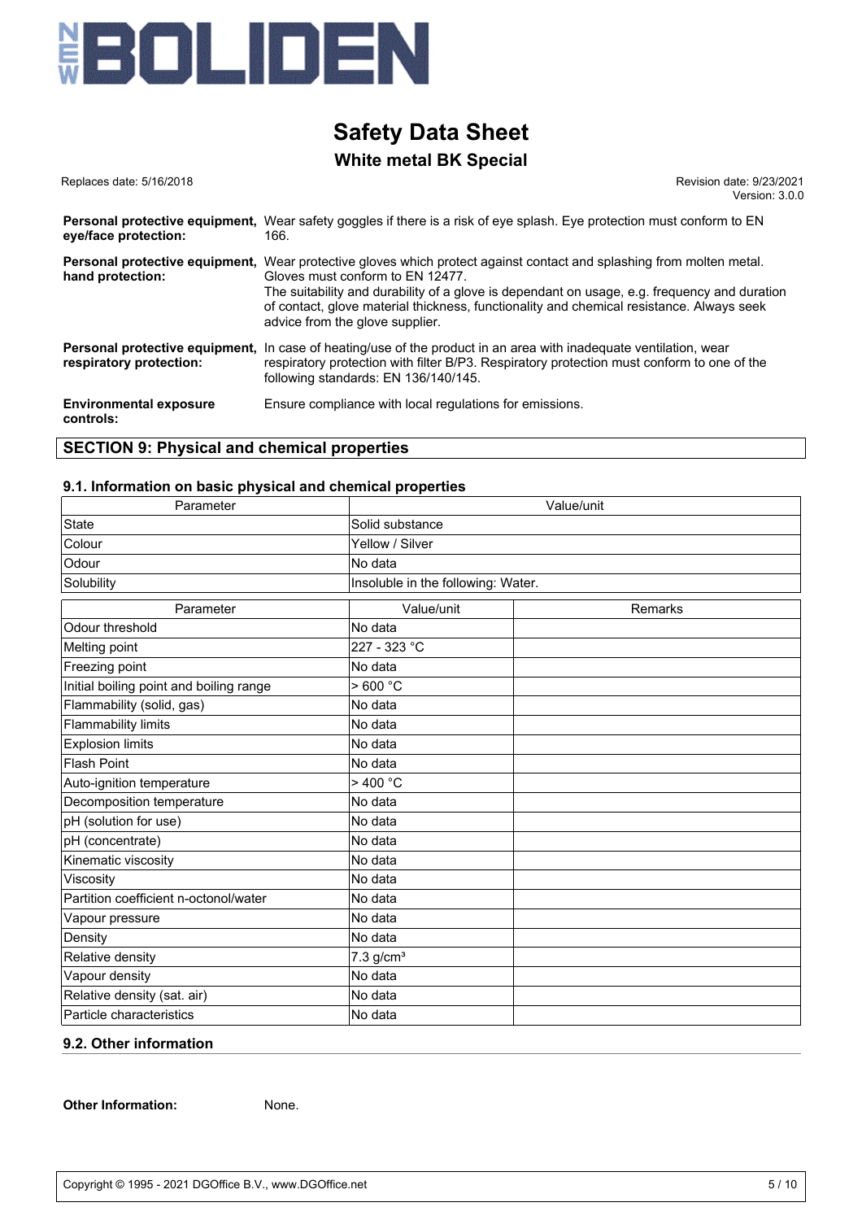| | |
|---|---|
| **Personal protective equipment, eye/face protection:** | Wear safety goggles if there is a risk of eye splash. Eye protection must conform to EN 166. |
| **Personal protective equipment, hand protection:** | Wear protective gloves which protect against contact and splashing from molten metal. Gloves must conform to EN 12477.<br>The suitability and durability of a glove is dependant on usage, e.g. frequency and duration of contact, glove material thickness, functionality and chemical resistance. Always seek advice from the glove supplier. |
| **Personal protective equipment, respiratory protection:** | In case of heating/use of the product in an area with inadequate ventilation, wear respiratory protection with filter B/P3. Respiratory protection must conform to one of the following standards: EN 136/140/145. |
| **Environmental exposure controls:** | Ensure compliance with local regulations for emissions. |

## SECTION 9: Physical and chemical properties

### 9.1. Information on basic physical and chemical properties

| Parameter | Value/unit |
|---|---|
| State | Solid substance |
| Colour | Yellow / Silver |
| Odour | No data |
| Solubility | Insoluble in the following: Water. |

| Parameter | Value/unit | Remarks |
|---|---|---|
| Odour threshold | No data | |
| Melting point | 227 - 323 °C | |
| Freezing point | No data | |
| Initial boiling point and boiling range | > 600 °C | |
| Flammability (solid, gas) | No data | |
| Flammability limits | No data | |
| Explosion limits | No data | |
| Flash Point | No data | |
| Auto-ignition temperature | > 400 °C | |
| Decomposition temperature | No data | |
| pH (solution for use) | No data | |
| pH (concentrate) | No data | |
| Kinematic viscosity | No data | |
| Viscosity | No data | |
| Partition coefficient n-octonol/water | No data | |
| Vapour pressure | No data | |
| Density | No data | |
| Relative density | 7.3 g/cm³ | |
| Vapour density | No data | |
| Relative density (sat. air) | No data | |
| Particle characteristics | No data | |

### 9.2. Other information

**Other Information:** None.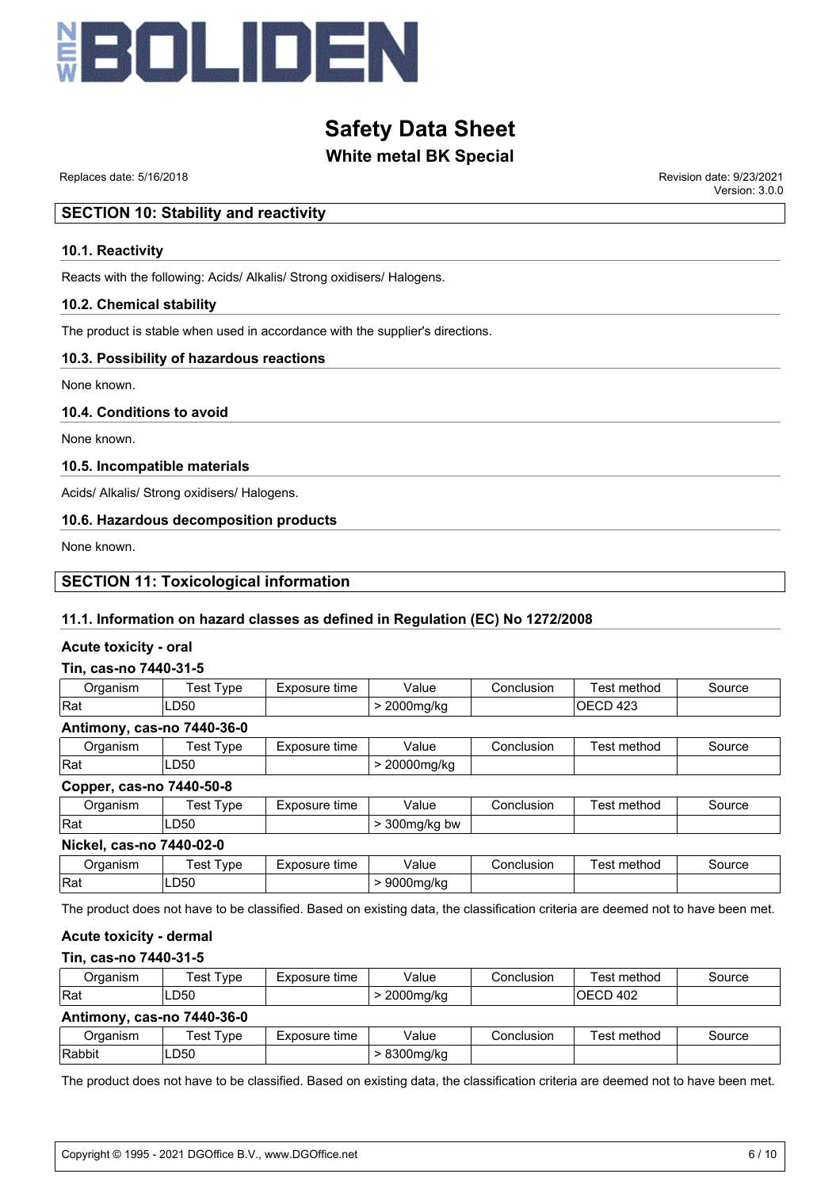# Safety Data Sheet

## White metal BK Special

Replaces date: 5/16/2018

Revision date: 9/23/2021
Version: 3.0.0

## SECTION 10: Stability and reactivity

### 10.1. Reactivity

Reacts with the following: Acids/ Alkalis/ Strong oxidisers/ Halogens.

### 10.2. Chemical stability

The product is stable when used in accordance with the supplier's directions.

### 10.3. Possibility of hazardous reactions

None known.

### 10.4. Conditions to avoid

None known.

### 10.5. Incompatible materials

Acids/ Alkalis/ Strong oxidisers/ Halogens.

### 10.6. Hazardous decomposition products

None known.

## SECTION 11: Toxicological information

### 11.1. Information on hazard classes as defined in Regulation (EC) No 1272/2008

**Acute toxicity - oral**

**Tin, cas-no 7440-31-5**

| Organism | Test Type | Exposure time | Value | Conclusion | Test method | Source |
|---|---|---|---|---|---|---|
| Rat | LD50 | | > 2000mg/kg | | OECD 423 | |

**Antimony, cas-no 7440-36-0**

| Organism | Test Type | Exposure time | Value | Conclusion | Test method | Source |
|---|---|---|---|---|---|---|
| Rat | LD50 | | > 20000mg/kg | | | |

**Copper, cas-no 7440-50-8**

| Organism | Test Type | Exposure time | Value | Conclusion | Test method | Source |
|---|---|---|---|---|---|---|
| Rat | LD50 | | > 300mg/kg bw | | | |

**Nickel, cas-no 7440-02-0**

| Organism | Test Type | Exposure time | Value | Conclusion | Test method | Source |
|---|---|---|---|---|---|---|
| Rat | LD50 | | > 9000mg/kg | | | |

The product does not have to be classified. Based on existing data, the classification criteria are deemed not to have been met.

**Acute toxicity - dermal**

**Tin, cas-no 7440-31-5**

| Organism | Test Type | Exposure time | Value | Conclusion | Test method | Source |
|---|---|---|---|---|---|---|
| Rat | LD50 | | > 2000mg/kg | | OECD 402 | |

**Antimony, cas-no 7440-36-0**

| Organism | Test Type | Exposure time | Value | Conclusion | Test method | Source |
|---|---|---|---|---|---|---|
| Rabbit | LD50 | | > 8300mg/kg | | | |

The product does not have to be classified. Based on existing data, the classification criteria are deemed not to have been met.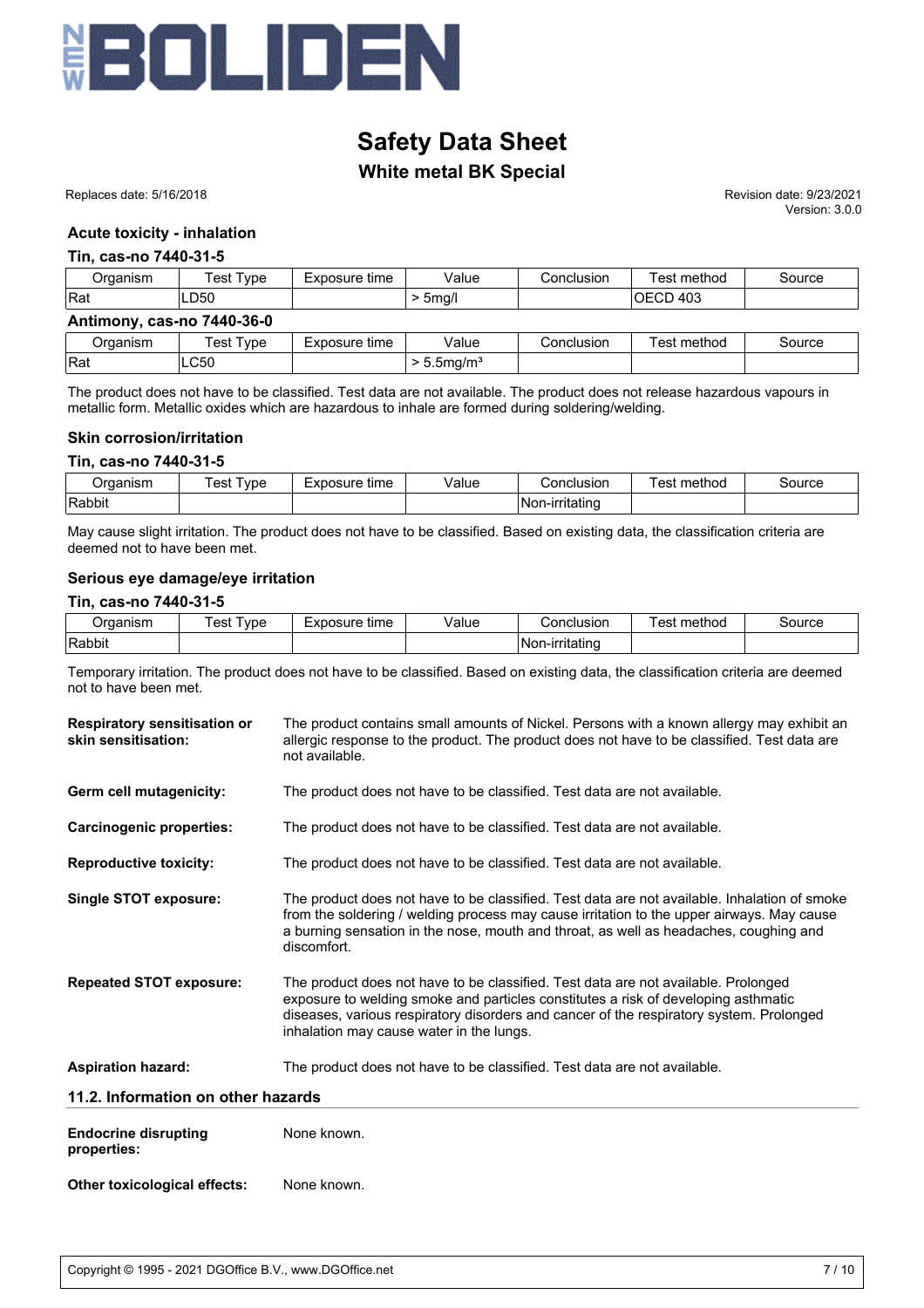### Acute toxicity - inhalation

**Tin, cas-no 7440-31-5**

| Organism | Test Type | Exposure time | Value | Conclusion | Test method | Source |
|---|---|---|---|---|---|---|
| Rat | LD50 | | > 5mg/l | | OECD 403 | |

**Antimony, cas-no 7440-36-0**

| Organism | Test Type | Exposure time | Value | Conclusion | Test method | Source |
|---|---|---|---|---|---|---|
| Rat | LC50 | | > 5.5mg/m³ | | | |

The product does not have to be classified. Test data are not available. The product does not release hazardous vapours in metallic form. Metallic oxides which are hazardous to inhale are formed during soldering/welding.

### Skin corrosion/irritation

**Tin, cas-no 7440-31-5**

| Organism | Test Type | Exposure time | Value | Conclusion | Test method | Source |
|---|---|---|---|---|---|---|
| Rabbit | | | | Non-irritating | | |

May cause slight irritation. The product does not have to be classified. Based on existing data, the classification criteria are deemed not to have been met.

### Serious eye damage/eye irritation

**Tin, cas-no 7440-31-5**

| Organism | Test Type | Exposure time | Value | Conclusion | Test method | Source |
|---|---|---|---|---|---|---|
| Rabbit | | | | Non-irritating | | |

Temporary irritation. The product does not have to be classified. Based on existing data, the classification criteria are deemed not to have been met.

**Respiratory sensitisation or skin sensitisation:** The product contains small amounts of Nickel. Persons with a known allergy may exhibit an allergic response to the product. The product does not have to be classified. Test data are not available.

**Germ cell mutagenicity:** The product does not have to be classified. Test data are not available.

**Carcinogenic properties:** The product does not have to be classified. Test data are not available.

**Reproductive toxicity:** The product does not have to be classified. Test data are not available.

**Single STOT exposure:** The product does not have to be classified. Test data are not available. Inhalation of smoke from the soldering / welding process may cause irritation to the upper airways. May cause a burning sensation in the nose, mouth and throat, as well as headaches, coughing and discomfort.

**Repeated STOT exposure:** The product does not have to be classified. Test data are not available. Prolonged exposure to welding smoke and particles constitutes a risk of developing asthmatic diseases, various respiratory disorders and cancer of the respiratory system. Prolonged inhalation may cause water in the lungs.

**Aspiration hazard:** The product does not have to be classified. Test data are not available.

### 11.2. Information on other hazards

**Endocrine disrupting properties:** None known.

**Other toxicological effects:** None known.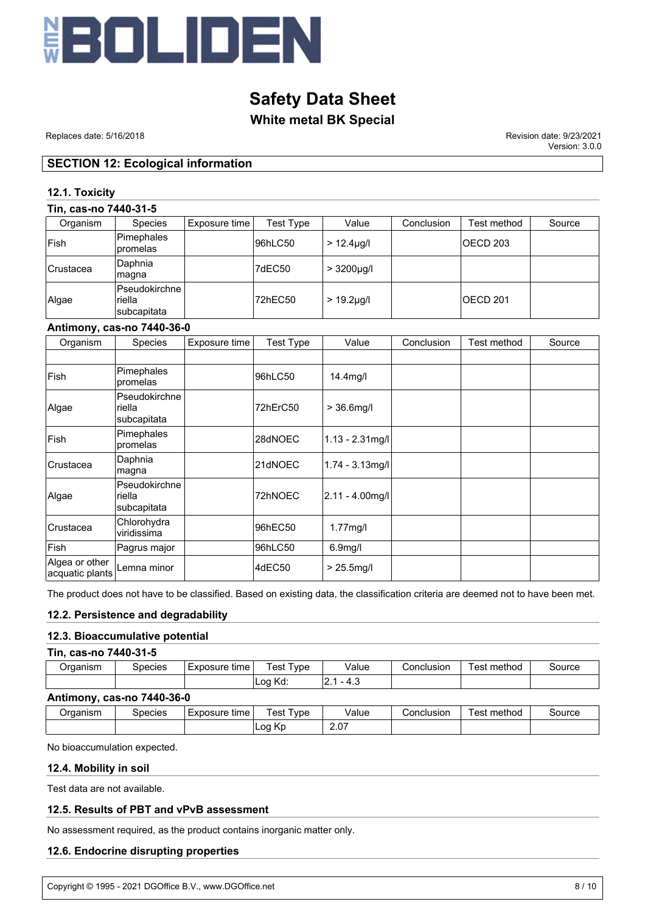# Safety Data Sheet

## White metal BK Special

Replaces date: 5/16/2018

Revision date: 9/23/2021
Version: 3.0.0

## SECTION 12: Ecological information

### 12.1. Toxicity

**Tin, cas-no 7440-31-5**

| Organism | Species | Exposure time | Test Type | Value | Conclusion | Test method | Source |
|---|---|---|---|---|---|---|---|
| Fish | Pimephales promelas | | 96hLC50 | > 12.4µg/l | | OECD 203 | |
| Crustacea | Daphnia magna | | 7dEC50 | > 3200µg/l | | | |
| Algae | Pseudokirchneriella subcapitata | | 72hEC50 | > 19.2µg/l | | OECD 201 | |

**Antimony, cas-no 7440-36-0**

| Organism | Species | Exposure time | Test Type | Value | Conclusion | Test method | Source |
|---|---|---|---|---|---|---|---|
| | | | | | | | |
| Fish | Pimephales promelas | | 96hLC50 | 14.4mg/l | | | |
| Algae | Pseudokirchneriella subcapitata | | 72hErC50 | > 36.6mg/l | | | |
| Fish | Pimephales promelas | | 28dNOEC | 1.13 - 2.31mg/l | | | |
| Crustacea | Daphnia magna | | 21dNOEC | 1.74 - 3.13mg/l | | | |
| Algae | Pseudokirchneriella subcapitata | | 72hNOEC | 2.11 - 4.00mg/l | | | |
| Crustacea | Chlorohydra viridissima | | 96hEC50 | 1.77mg/l | | | |
| Fish | Pagrus major | | 96hLC50 | 6.9mg/l | | | |
| Algea or other acquatic plants | Lemna minor | | 4dEC50 | > 25.5mg/l | | | |

The product does not have to be classified. Based on existing data, the classification criteria are deemed not to have been met.

### 12.2. Persistence and degradability

### 12.3. Bioaccumulative potential

**Tin, cas-no 7440-31-5**

| Organism | Species | Exposure time | Test Type | Value | Conclusion | Test method | Source |
|---|---|---|---|---|---|---|---|
| | | | Log Kd: | 2.1 - 4.3 | | | |

**Antimony, cas-no 7440-36-0**

| Organism | Species | Exposure time | Test Type | Value | Conclusion | Test method | Source |
|---|---|---|---|---|---|---|---|
| | | | Log Kp | 2.07 | | | |

No bioaccumulation expected.

### 12.4. Mobility in soil

Test data are not available.

### 12.5. Results of PBT and vPvB assessment

No assessment required, as the product contains inorganic matter only.

### 12.6. Endocrine disrupting properties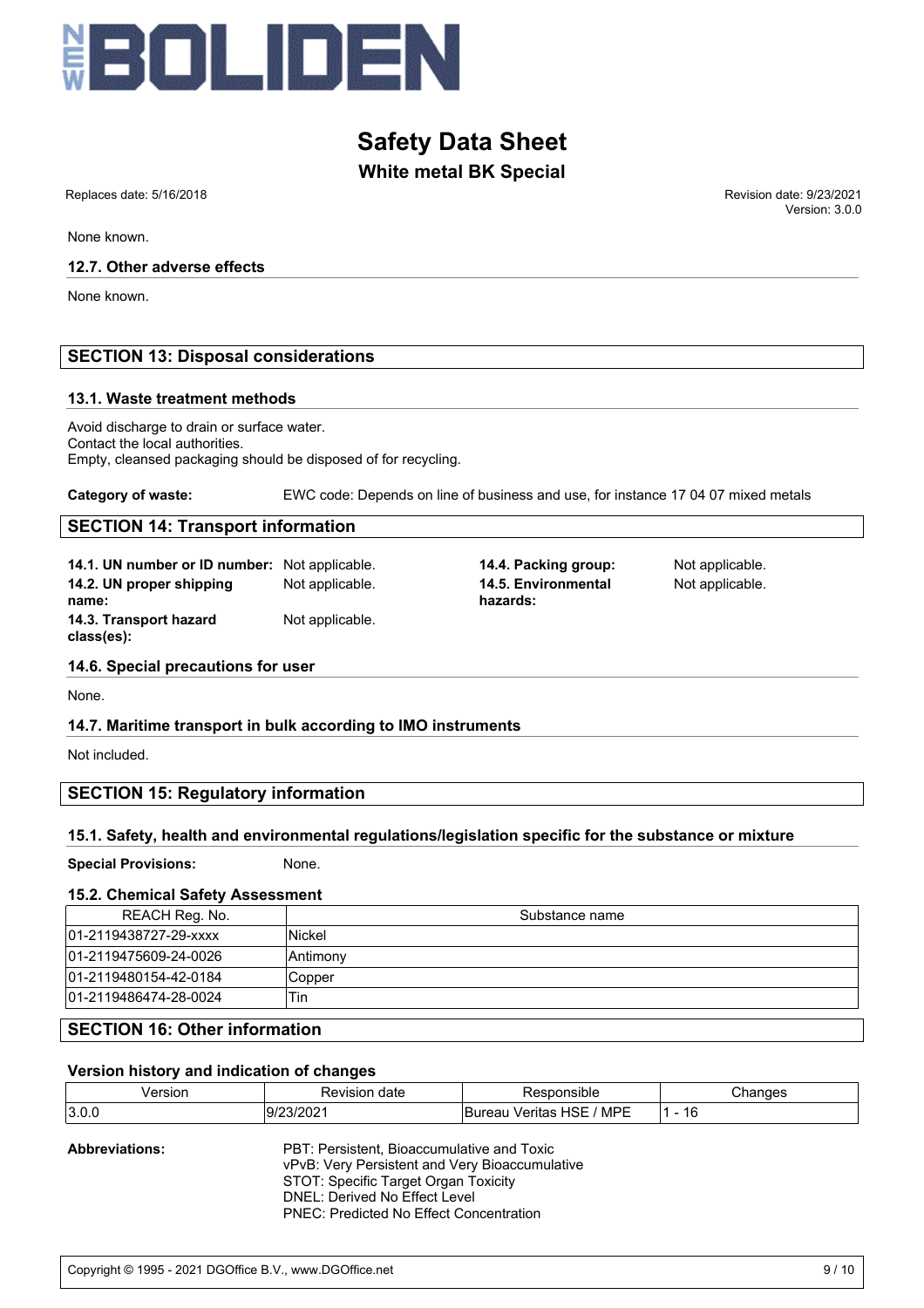None known.

### 12.7. Other adverse effects

None known.

## SECTION 13: Disposal considerations

### 13.1. Waste treatment methods

Avoid discharge to drain or surface water.
Contact the local authorities.
Empty, cleansed packaging should be disposed of for recycling.

**Category of waste:** EWC code: Depends on line of business and use, for instance 17 04 07 mixed metals

## SECTION 14: Transport information

**14.1. UN number or ID number:** Not applicable.
**14.2. UN proper shipping name:** Not applicable.
**14.3. Transport hazard class(es):** Not applicable.
**14.4. Packing group:** Not applicable.
**14.5. Environmental hazards:** Not applicable.

### 14.6. Special precautions for user

None.

### 14.7. Maritime transport in bulk according to IMO instruments

Not included.

## SECTION 15: Regulatory information

### 15.1. Safety, health and environmental regulations/legislation specific for the substance or mixture

**Special Provisions:** None.

### 15.2. Chemical Safety Assessment

| REACH Reg. No. | Substance name |
|---|---|
| 01-2119438727-29-xxxx | Nickel |
| 01-2119475609-24-0026 | Antimony |
| 01-2119480154-42-0184 | Copper |
| 01-2119486474-28-0024 | Tin |

## SECTION 16: Other information

### Version history and indication of changes

| Version | Revision date | Responsible | Changes |
|---|---|---|---|
| 3.0.0 | 9/23/2021 | Bureau Veritas HSE / MPE | 1 - 16 |

**Abbreviations:**
PBT: Persistent, Bioaccumulative and Toxic
vPvB: Very Persistent and Very Bioaccumulative
STOT: Specific Target Organ Toxicity
DNEL: Derived No Effect Level
PNEC: Predicted No Effect Concentration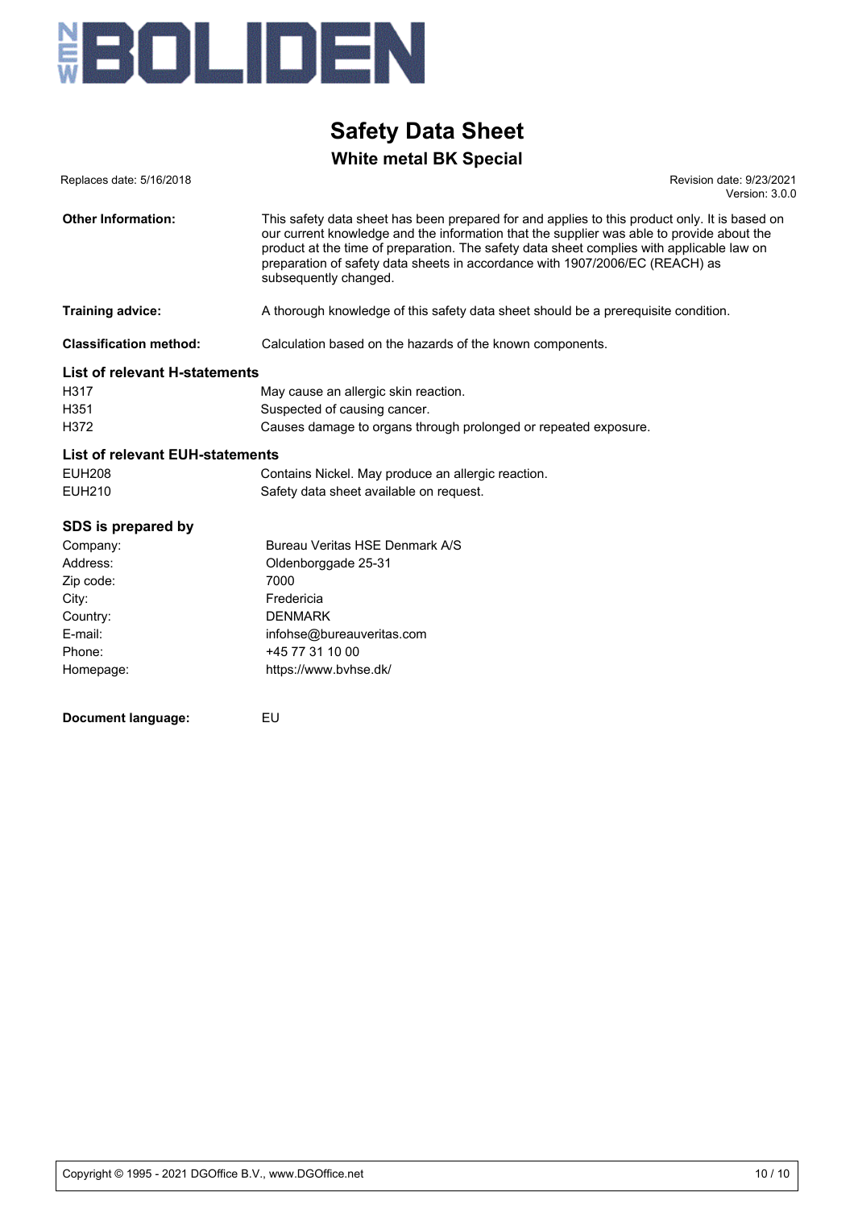# Safety Data Sheet

## White metal BK Special

Replaces date: 5/16/2018

Revision date: 9/23/2021
Version: 3.0.0

| | |
|---|---|
| **Other Information:** | This safety data sheet has been prepared for and applies to this product only. It is based on our current knowledge and the information that the supplier was able to provide about the product at the time of preparation. The safety data sheet complies with applicable law on preparation of safety data sheets in accordance with 1907/2006/EC (REACH) as subsequently changed. |
| **Training advice:** | A thorough knowledge of this safety data sheet should be a prerequisite condition. |
| **Classification method:** | Calculation based on the hazards of the known components. |

### List of relevant H-statements

| | |
|---|---|
| H317 | May cause an allergic skin reaction. |
| H351 | Suspected of causing cancer. |
| H372 | Causes damage to organs through prolonged or repeated exposure. |

### List of relevant EUH-statements

| | |
|---|---|
| EUH208 | Contains Nickel. May produce an allergic reaction. |
| EUH210 | Safety data sheet available on request. |

### SDS is prepared by

| | |
|---|---|
| Company: | Bureau Veritas HSE Denmark A/S |
| Address: | Oldenborggade 25-31 |
| Zip code: | 7000 |
| City: | Fredericia |
| Country: | DENMARK |
| E-mail: | infohse@bureauveritas.com |
| Phone: | +45 77 31 10 00 |
| Homepage: | https://www.bvhse.dk/ |

**Document language:** EU

Copyright © 1995 - 2021 DGOffice B.V., www.DGOffice.net